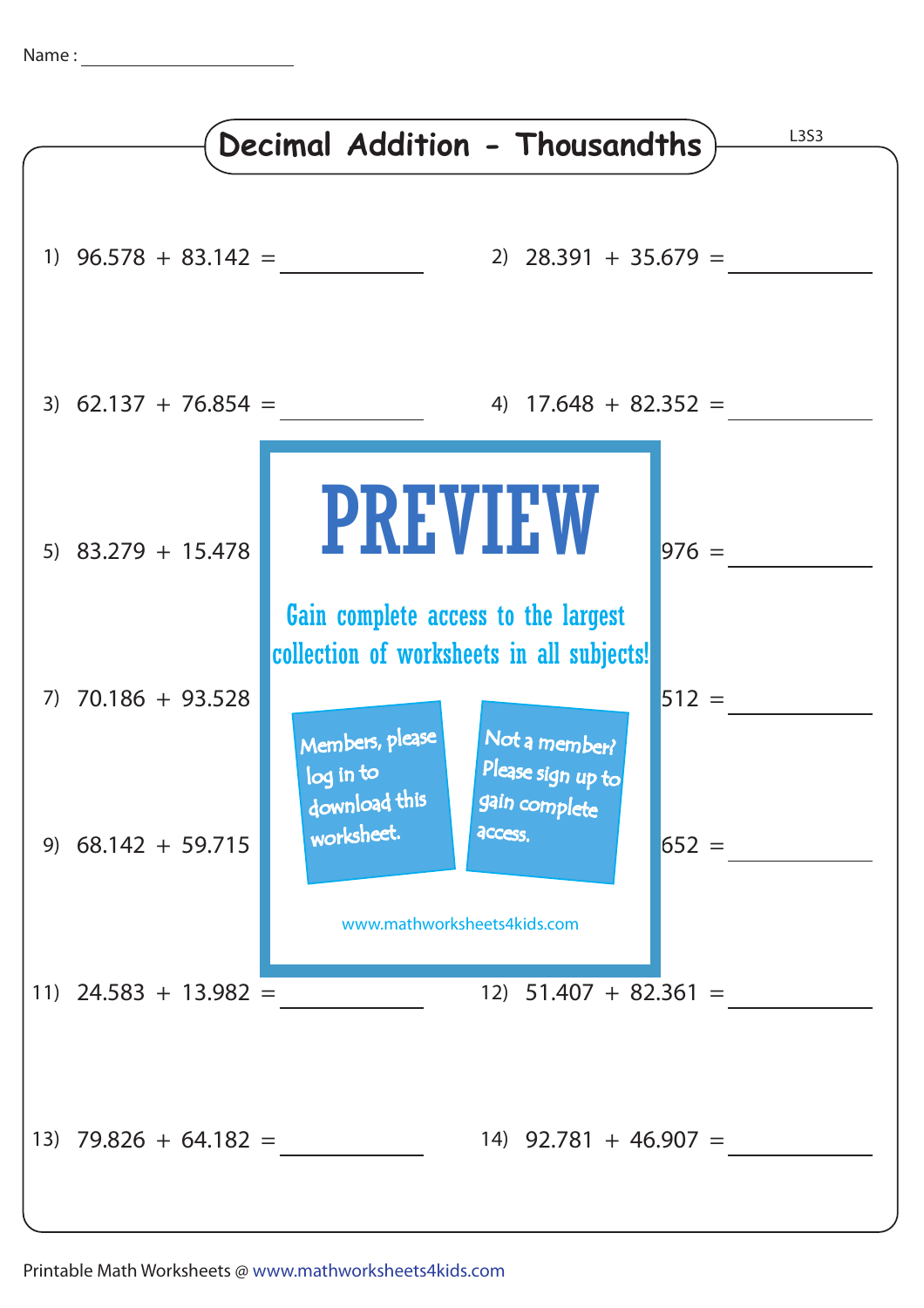Name : ____________________

# Decimal Addition - Thousandths

L3S3

1) 96.578 + 83.142 = ________

2) 28.391 + 35.679 = ________

3) 62.137 + 76.854 = ________

4) 17.648 + 82.352 = ________

5) 83.279 + 15.478

976 = ________

PREVIEW

Gain complete access to the largest collection of worksheets in all subjects!

Members, please log in to download this worksheet.

Not a member? Please sign up to gain complete access.

www.mathworksheets4kids.com

7) 70.186 + 93.528

512 = ________

9) 68.142 + 59.715

652 = ________

11) 24.583 + 13.982 = ________

12) 51.407 + 82.361 = ________

13) 79.826 + 64.182 = ________

14) 92.781 + 46.907 = ________

Printable Math Worksheets @ www.mathworksheets4kids.com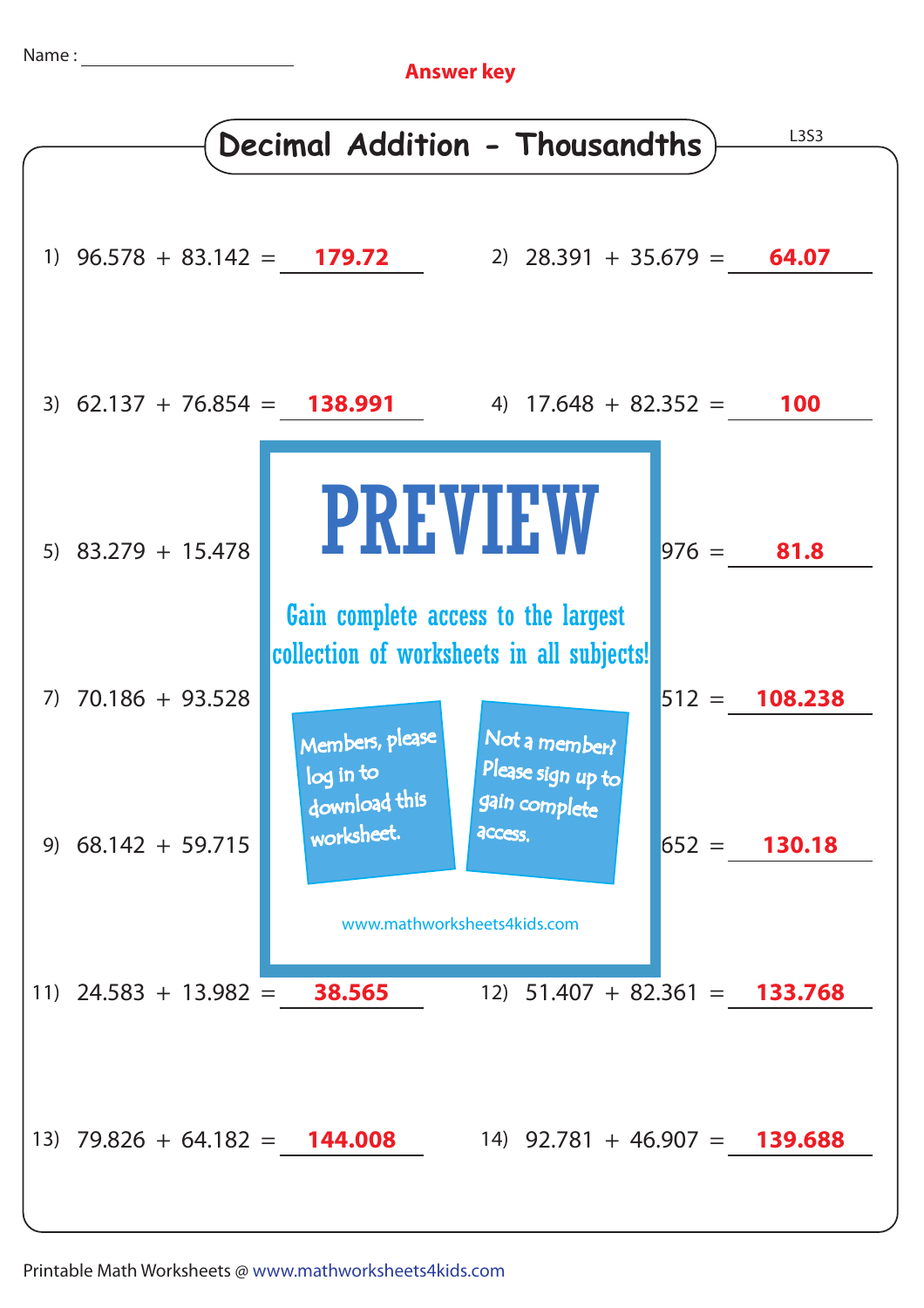Name : ____________________

**Answer key**

# Decimal Addition - Thousandths

L3S3

1) 96.578 + 83.142 = **179.72**

2) 28.391 + 35.679 = **64.07**

3) 62.137 + 76.854 = **138.991**

4) 17.648 + 82.352 = **100**

5) 83.279 + 15.478

6) 976 = **81.8**

7) 70.186 + 93.528

8) 512 = **108.238**

9) 68.142 + 59.715

10) 652 = **130.18**

PREVIEW

Gain complete access to the largest collection of worksheets in all subjects!

Members, please log in to download this worksheet.

Not a member? Please sign up to gain complete access.

www.mathworksheets4kids.com

11) 24.583 + 13.982 = **38.565**

12) 51.407 + 82.361 = **133.768**

13) 79.826 + 64.182 = **144.008**

14) 92.781 + 46.907 = **139.688**

Printable Math Worksheets @ www.mathworksheets4kids.com